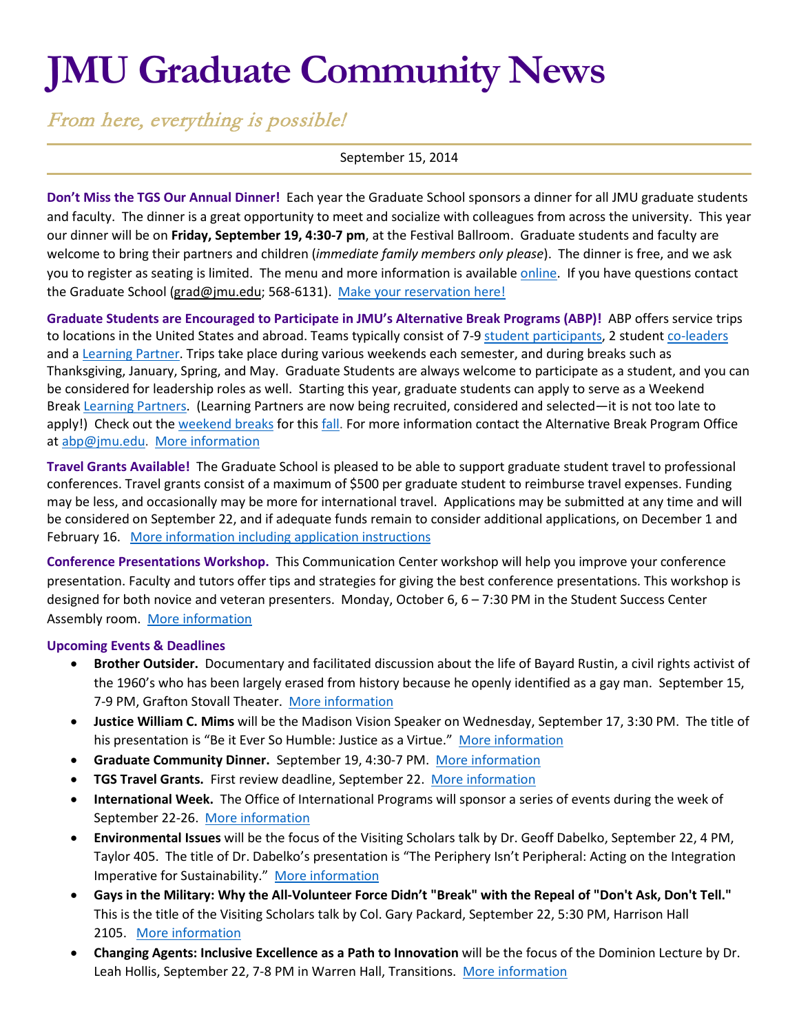# JMU Graduate Community News

*From here, everything is possible!*

September 15, 2014

**Don't Miss the TGS Our Annual Dinner!** Each year the Graduate School sponsors a dinner for all JMU graduate students and faculty. The dinner is a great opportunity to meet and socialize with colleagues from across the university. This year our dinner will be on **Friday, September 19, 4:30-7 pm**, at the Festival Ballroom. Graduate students and faculty are welcome to bring their partners and children (*immediate family members only please*). The dinner is free, and we ask you to register as seating is limited. The menu and more information is available online. If you have questions contact the Graduate School (grad@jmu.edu; 568-6131). Make your reservation here!

**Graduate Students are Encouraged to Participate in JMU's Alternative Break Programs (ABP)!** ABP offers service trips to locations in the United States and abroad. Teams typically consist of 7-9 student participants, 2 student co-leaders and a Learning Partner. Trips take place during various weekends each semester, and during breaks such as Thanksgiving, January, Spring, and May. Graduate Students are always welcome to participate as a student, and you can be considered for leadership roles as well. Starting this year, graduate students can apply to serve as a Weekend Break Learning Partners. (Learning Partners are now being recruited, considered and selected—it is not too late to apply!) Check out the weekend breaks for this fall. For more information contact the Alternative Break Program Office at abp@jmu.edu. More information

**Travel Grants Available!** The Graduate School is pleased to be able to support graduate student travel to professional conferences. Travel grants consist of a maximum of $500 per graduate student to reimburse travel expenses. Funding may be less, and occasionally may be more for international travel. Applications may be submitted at any time and will be considered on September 22, and if adequate funds remain to consider additional applications, on December 1 and February 16. More information including application instructions

**Conference Presentations Workshop.** This Communication Center workshop will help you improve your conference presentation. Faculty and tutors offer tips and strategies for giving the best conference presentations. This workshop is designed for both novice and veteran presenters. Monday, October 6, 6 – 7:30 PM in the Student Success Center Assembly room. More information

**Upcoming Events & Deadlines**

- **Brother Outsider.** Documentary and facilitated discussion about the life of Bayard Rustin, a civil rights activist of the 1960's who has been largely erased from history because he openly identified as a gay man. September 15, 7-9 PM, Grafton Stovall Theater. More information
- **Justice William C. Mims** will be the Madison Vision Speaker on Wednesday, September 17, 3:30 PM. The title of his presentation is "Be it Ever So Humble: Justice as a Virtue." More information
- **Graduate Community Dinner.** September 19, 4:30-7 PM. More information
- **TGS Travel Grants.** First review deadline, September 22. More information
- **International Week.** The Office of International Programs will sponsor a series of events during the week of September 22-26. More information
- **Environmental Issues** will be the focus of the Visiting Scholars talk by Dr. Geoff Dabelko, September 22, 4 PM, Taylor 405. The title of Dr. Dabelko's presentation is "The Periphery Isn't Peripheral: Acting on the Integration Imperative for Sustainability." More information
- **Gays in the Military: Why the All-Volunteer Force Didn't "Break" with the Repeal of "Don't Ask, Don't Tell."** This is the title of the Visiting Scholars talk by Col. Gary Packard, September 22, 5:30 PM, Harrison Hall 2105. More information
- **Changing Agents: Inclusive Excellence as a Path to Innovation** will be the focus of the Dominion Lecture by Dr. Leah Hollis, September 22, 7-8 PM in Warren Hall, Transitions. More information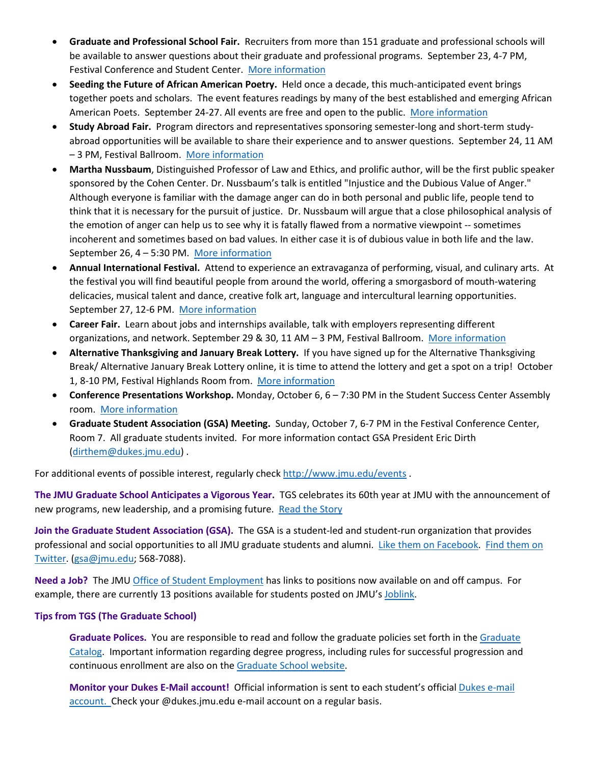- **Graduate and Professional School Fair.** Recruiters from more than 151 graduate and professional schools will be available to answer questions about their graduate and professional programs. September 23, 4-7 PM, Festival Conference and Student Center. [More information]
- **Seeding the Future of African American Poetry.** Held once a decade, this much-anticipated event brings together poets and scholars. The event features readings by many of the best established and emerging African American Poets. September 24-27. All events are free and open to the public. [More information]
- **Study Abroad Fair.** Program directors and representatives sponsoring semester-long and short-term study-abroad opportunities will be available to share their experience and to answer questions. September 24, 11 AM – 3 PM, Festival Ballroom. [More information]
- **Martha Nussbaum**, Distinguished Professor of Law and Ethics, and prolific author, will be the first public speaker sponsored by the Cohen Center. Dr. Nussbaum's talk is entitled "Injustice and the Dubious Value of Anger." Although everyone is familiar with the damage anger can do in both personal and public life, people tend to think that it is necessary for the pursuit of justice. Dr. Nussbaum will argue that a close philosophical analysis of the emotion of anger can help us to see why it is fatally flawed from a normative viewpoint -- sometimes incoherent and sometimes based on bad values. In either case it is of dubious value in both life and the law. September 26, 4 – 5:30 PM. [More information]
- **Annual International Festival.** Attend to experience an extravaganza of performing, visual, and culinary arts. At the festival you will find beautiful people from around the world, offering a smorgasbord of mouth-watering delicacies, musical talent and dance, creative folk art, language and intercultural learning opportunities. September 27, 12-6 PM. [More information]
- **Career Fair.** Learn about jobs and internships available, talk with employers representing different organizations, and network. September 29 & 30, 11 AM – 3 PM, Festival Ballroom. [More information]
- **Alternative Thanksgiving and January Break Lottery.** If you have signed up for the Alternative Thanksgiving Break/ Alternative January Break Lottery online, it is time to attend the lottery and get a spot on a trip! October 1, 8-10 PM, Festival Highlands Room from. [More information]
- **Conference Presentations Workshop.** Monday, October 6, 6 – 7:30 PM in the Student Success Center Assembly room. [More information]
- **Graduate Student Association (GSA) Meeting.** Sunday, October 7, 6-7 PM in the Festival Conference Center, Room 7. All graduate students invited. For more information contact GSA President Eric Dirth (dirthem@dukes.jmu.edu) .

For additional events of possible interest, regularly check http://www.jmu.edu/events .

**The JMU Graduate School Anticipates a Vigorous Year.** TGS celebrates its 60th year at JMU with the announcement of new programs, new leadership, and a promising future. [Read the Story]

**Join the Graduate Student Association (GSA).** The GSA is a student-led and student-run organization that provides professional and social opportunities to all JMU graduate students and alumni. [Like them on Facebook]. [Find them on Twitter]. (gsa@jmu.edu; 568-7088).

**Need a Job?** The JMU [Office of Student Employment] has links to positions now available on and off campus. For example, there are currently 13 positions available for students posted on JMU's [Joblink].

**Tips from TGS (The Graduate School)**

> **Graduate Polices.** You are responsible to read and follow the graduate policies set forth in the [Graduate Catalog]. Important information regarding degree progress, including rules for successful progression and continuous enrollment are also on the [Graduate School website].
>
> **Monitor your Dukes E-Mail account!** Official information is sent to each student's official [Dukes e-mail account.] Check your @dukes.jmu.edu e-mail account on a regular basis.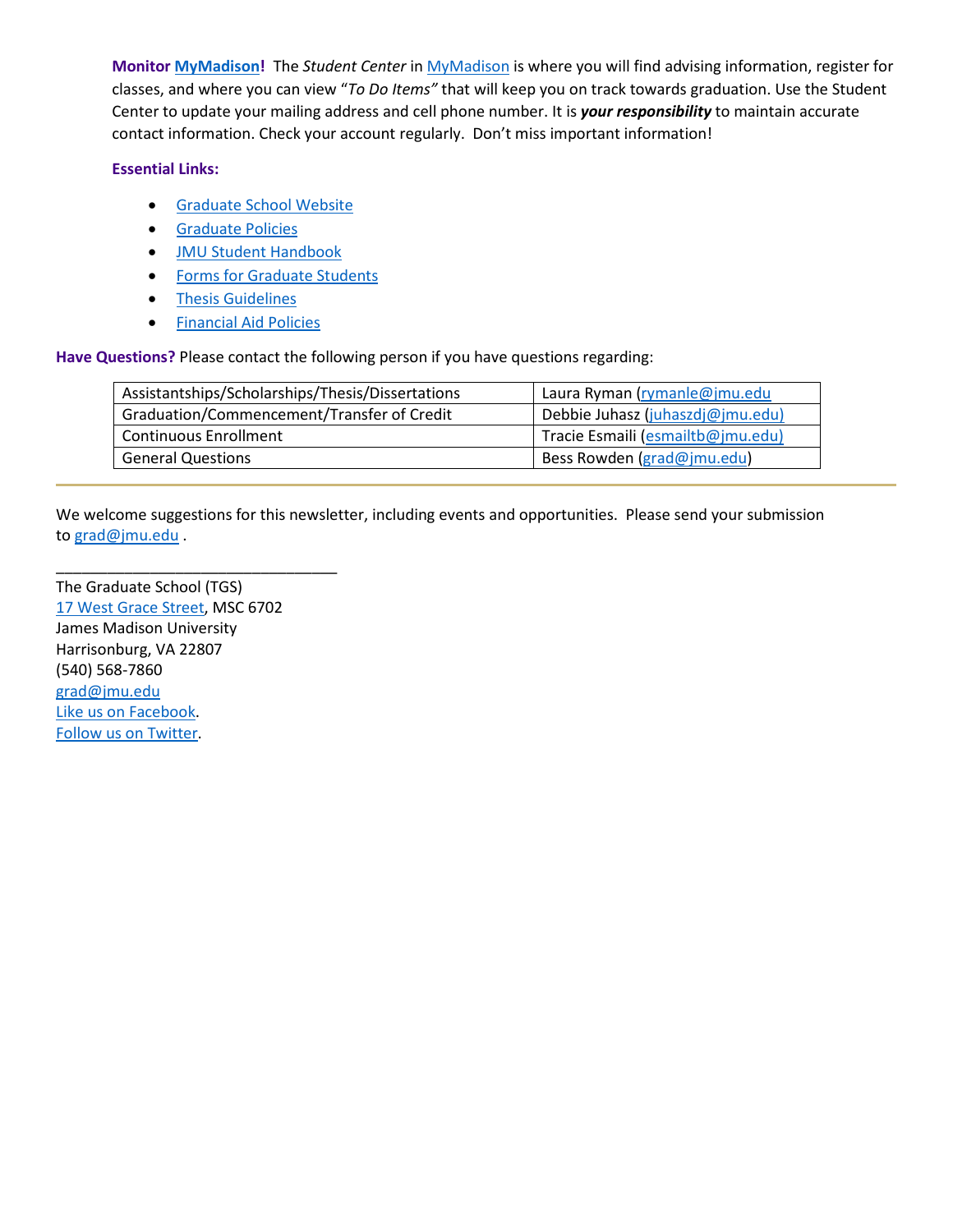**Monitor MyMadison!** The *Student Center* in MyMadison is where you will find advising information, register for classes, and where you can view "*To Do Items*" that will keep you on track towards graduation. Use the Student Center to update your mailing address and cell phone number. It is ***your responsibility*** to maintain accurate contact information. Check your account regularly. Don't miss important information!

**Essential Links:**

- Graduate School Website
- Graduate Policies
- JMU Student Handbook
- Forms for Graduate Students
- Thesis Guidelines
- Financial Aid Policies

**Have Questions?** Please contact the following person if you have questions regarding:

| | |
|---|---|
| Assistantships/Scholarships/Thesis/Dissertations | Laura Ryman (rymanle@jmu.edu |
| Graduation/Commencement/Transfer of Credit | Debbie Juhasz (juhaszdj@jmu.edu) |
| Continuous Enrollment | Tracie Esmaili (esmailtb@jmu.edu) |
| General Questions | Bess Rowden (grad@jmu.edu) |

---

We welcome suggestions for this newsletter, including events and opportunities. Please send your submission to grad@jmu.edu .

________________________________

The Graduate School (TGS)
17 West Grace Street, MSC 6702
James Madison University
Harrisonburg, VA 22807
(540) 568-7860
grad@jmu.edu
Like us on Facebook.
Follow us on Twitter.